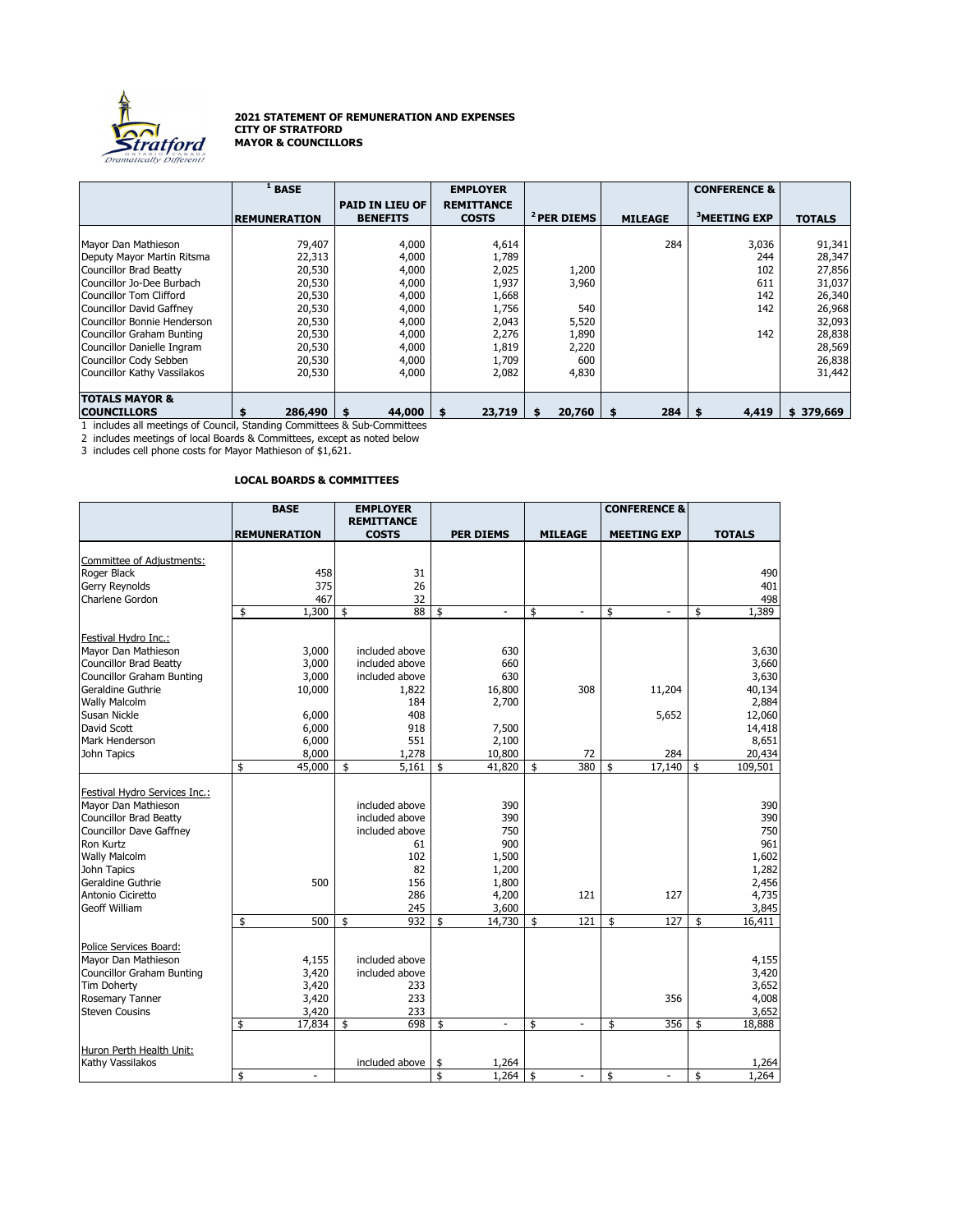**2021 STATEMENT OF REMUNERATION AND EXPENSES**
**CITY OF STRATFORD**
**MAYOR & COUNCILLORS**

| | [1] BASE REMUNERATION | PAID IN LIEU OF BENEFITS | EMPLOYER REMITTANCE COSTS | [2] PER DIEMS | MILEAGE | CONFERENCE & [3] MEETING EXP | TOTALS |
|---|---|---|---|---|---|---|---|
| Mayor Dan Mathieson | 79,407 | 4,000 | 4,614 | | 284 | 3,036 | 91,341 |
| Deputy Mayor Martin Ritsma | 22,313 | 4,000 | 1,789 | | | 244 | 28,347 |
| Councillor Brad Beatty | 20,530 | 4,000 | 2,025 | 1,200 | | 102 | 27,856 |
| Councillor Jo-Dee Burbach | 20,530 | 4,000 | 1,937 | 3,960 | | 611 | 31,037 |
| Councillor Tom Clifford | 20,530 | 4,000 | 1,668 | | | 142 | 26,340 |
| Councillor David Gaffney | 20,530 | 4,000 | 1,756 | 540 | | 142 | 26,968 |
| Councillor Bonnie Henderson | 20,530 | 4,000 | 2,043 | 5,520 | | | 32,093 |
| Councillor Graham Bunting | 20,530 | 4,000 | 2,276 | 1,890 | | 142 | 28,838 |
| Councillor Danielle Ingram | 20,530 | 4,000 | 1,819 | 2,220 | | | 28,569 |
| Councillor Cody Sebben | 20,530 | 4,000 | 1,709 | 600 | | | 26,838 |
| Councillor Kathy Vassilakos | 20,530 | 4,000 | 2,082 | 4,830 | | | 31,442 |
| **TOTALS MAYOR & COUNCILLORS** | **$ 286,490** | **$ 44,000** | **$ 23,719** | **$ 20,760** | **$ 284** | **$ 4,419** | **$ 379,669** |

1 includes all meetings of Council, Standing Committees & Sub-Committees
2 includes meetings of local Boards & Committees, except as noted below
3 includes cell phone costs for Mayor Mathieson of $1,621.

**LOCAL BOARDS & COMMITTEES**

| | BASE REMUNERATION | EMPLOYER REMITTANCE COSTS | PER DIEMS | MILEAGE | CONFERENCE & MEETING EXP | TOTALS |
|---|---|---|---|---|---|---|
| Committee of Adjustments: | | | | | | |
| Roger Black | 458 | 31 | | | | 490 |
| Gerry Reynolds | 375 | 26 | | | | 401 |
| Charlene Gordon | 467 | 32 | | | | 498 |
| | $ 1,300 | $ 88 | $ - | $ - | $ - | $ 1,389 |
| Festival Hydro Inc.: | | | | | | |
| Mayor Dan Mathieson | 3,000 | included above | 630 | | | 3,630 |
| Councillor Brad Beatty | 3,000 | included above | 660 | | | 3,660 |
| Councillor Graham Bunting | 3,000 | included above | 630 | | | 3,630 |
| Geraldine Guthrie | 10,000 | 1,822 | 16,800 | 308 | 11,204 | 40,134 |
| Wally Malcolm | | 184 | 2,700 | | | 2,884 |
| Susan Nickle | 6,000 | 408 | | | 5,652 | 12,060 |
| David Scott | 6,000 | 918 | 7,500 | | | 14,418 |
| Mark Henderson | 6,000 | 551 | 2,100 | | | 8,651 |
| John Tapics | 8,000 | 1,278 | 10,800 | 72 | 284 | 20,434 |
| | $ 45,000 | $ 5,161 | $ 41,820 | $ 380 | $ 17,140 | $ 109,501 |
| Festival Hydro Services Inc.: | | | | | | |
| Mayor Dan Mathieson | | included above | 390 | | | 390 |
| Councillor Brad Beatty | | included above | 390 | | | 390 |
| Councillor Dave Gaffney | | included above | 750 | | | 750 |
| Ron Kurtz | | 61 | 900 | | | 961 |
| Wally Malcolm | | 102 | 1,500 | | | 1,602 |
| John Tapics | | 82 | 1,200 | | | 1,282 |
| Geraldine Guthrie | 500 | 156 | 1,800 | | | 2,456 |
| Antonio Ciciretto | | 286 | 4,200 | 121 | 127 | 4,735 |
| Geoff William | | 245 | 3,600 | | | 3,845 |
| | $ 500 | $ 932 | $ 14,730 | $ 121 | $ 127 | $ 16,411 |
| Police Services Board: | | | | | | |
| Mayor Dan Mathieson | 4,155 | included above | | | | 4,155 |
| Councillor Graham Bunting | 3,420 | included above | | | | 3,420 |
| Tim Doherty | 3,420 | 233 | | | | 3,652 |
| Rosemary Tanner | 3,420 | 233 | | | 356 | 4,008 |
| Steven Cousins | 3,420 | 233 | | | | 3,652 |
| | $ 17,834 | $ 698 | $ - | $ - | $ 356 | $ 18,888 |
| Huron Perth Health Unit: | | | | | | |
| Kathy Vassilakos | | included above | $ 1,264 | | | 1,264 |
| | $ - | | $ 1,264 | $ - | $ - | $ 1,264 |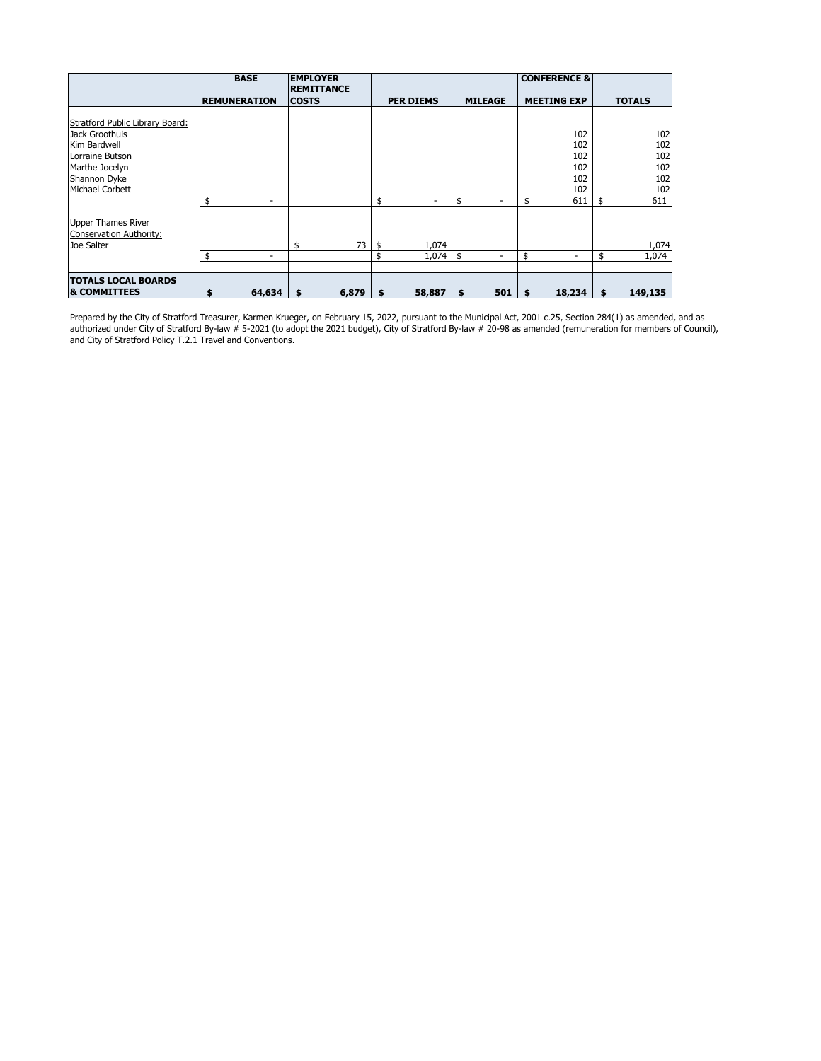| | BASE REMUNERATION | EMPLOYER REMITTANCE COSTS | PER DIEMS | MILEAGE | CONFERENCE & MEETING EXP | TOTALS |
|---|---|---|---|---|---|---|
| Stratford Public Library Board: | | | | | | |
| Jack Groothuis | | | | | 102 | 102 |
| Kim Bardwell | | | | | 102 | 102 |
| Lorraine Butson | | | | | 102 | 102 |
| Marthe Jocelyn | | | | | 102 | 102 |
| Shannon Dyke | | | | | 102 | 102 |
| Michael Corbett | | | | | 102 | 102 |
| | $ - | | $ - | $ - | $ 611 | $ 611 |
| Upper Thames River Conservation Authority: | | | | | | |
| Joe Salter | | $ 73 | $ 1,074 | | | 1,074 |
| | $ - | | $ 1,074 | $ - | $ - | $ 1,074 |
| **TOTALS LOCAL BOARDS & COMMITTEES** | **$ 64,634** | **$ 6,879** | **$ 58,887** | **$ 501** | **$ 18,234** | **$ 149,135** |

Prepared by the City of Stratford Treasurer, Karmen Krueger, on February 15, 2022, pursuant to the Municipal Act, 2001 c.25, Section 284(1) as amended, and as authorized under City of Stratford By-law # 5-2021 (to adopt the 2021 budget), City of Stratford By-law # 20-98 as amended (remuneration for members of Council), and City of Stratford Policy T.2.1 Travel and Conventions.